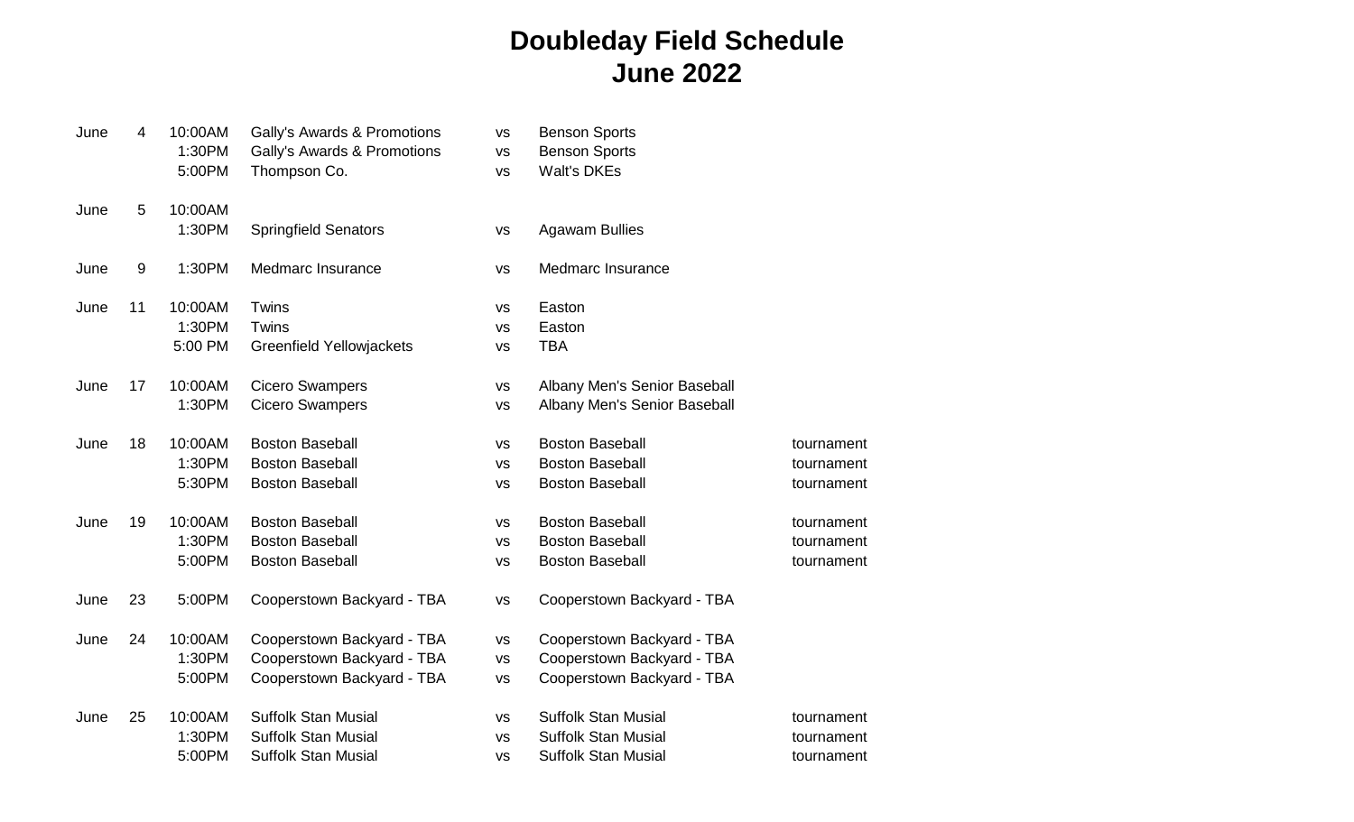# Doubleday Field Schedule
# June 2022

| Month | Day | Time | Team | | Team | Note |
|---|---|---|---|---|---|---|
| June | 4 | 10:00AM | Gally's Awards & Promotions | vs | Benson Sports | |
| | | 1:30PM | Gally's Awards & Promotions | vs | Benson Sports | |
| | | 5:00PM | Thompson Co. | vs | Walt's DKEs | |
| June | 5 | 10:00AM | | | | |
| | | 1:30PM | Springfield Senators | vs | Agawam Bullies | |
| June | 9 | 1:30PM | Medmarc Insurance | vs | Medmarc Insurance | |
| June | 11 | 10:00AM | Twins | vs | Easton | |
| | | 1:30PM | Twins | vs | Easton | |
| | | 5:00 PM | Greenfield Yellowjackets | vs | TBA | |
| June | 17 | 10:00AM | Cicero Swampers | vs | Albany Men's Senior Baseball | |
| | | 1:30PM | Cicero Swampers | vs | Albany Men's Senior Baseball | |
| June | 18 | 10:00AM | Boston Baseball | vs | Boston Baseball | tournament |
| | | 1:30PM | Boston Baseball | vs | Boston Baseball | tournament |
| | | 5:30PM | Boston Baseball | vs | Boston Baseball | tournament |
| June | 19 | 10:00AM | Boston Baseball | vs | Boston Baseball | tournament |
| | | 1:30PM | Boston Baseball | vs | Boston Baseball | tournament |
| | | 5:00PM | Boston Baseball | vs | Boston Baseball | tournament |
| June | 23 | 5:00PM | Cooperstown Backyard - TBA | vs | Cooperstown Backyard - TBA | |
| June | 24 | 10:00AM | Cooperstown Backyard - TBA | vs | Cooperstown Backyard - TBA | |
| | | 1:30PM | Cooperstown Backyard - TBA | vs | Cooperstown Backyard - TBA | |
| | | 5:00PM | Cooperstown Backyard - TBA | vs | Cooperstown Backyard - TBA | |
| June | 25 | 10:00AM | Suffolk Stan Musial | vs | Suffolk Stan Musial | tournament |
| | | 1:30PM | Suffolk Stan Musial | vs | Suffolk Stan Musial | tournament |
| | | 5:00PM | Suffolk Stan Musial | vs | Suffolk Stan Musial | tournament |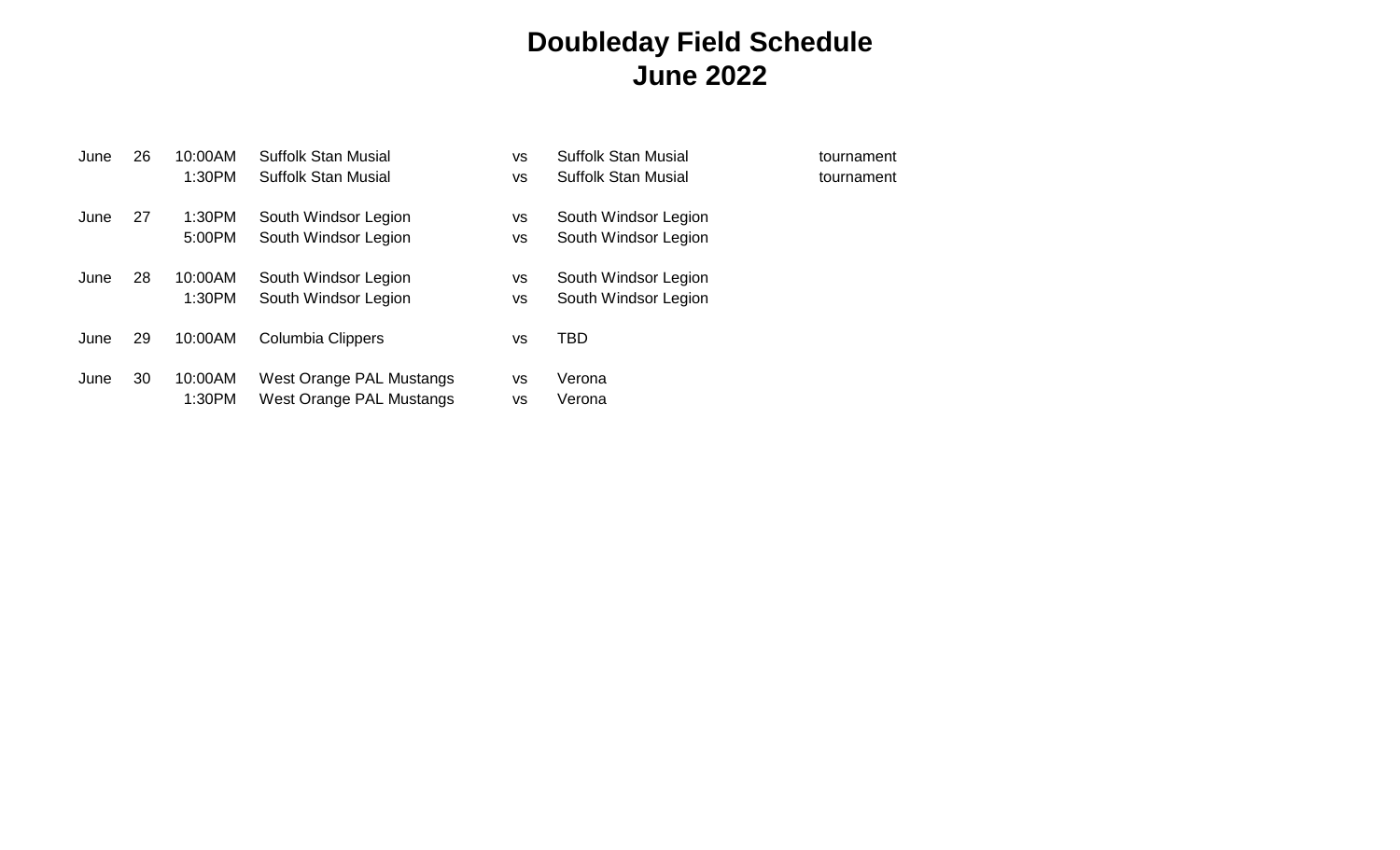# Doubleday Field Schedule
# June 2022

| | | | | | | |
|---|---|---|---|---|---|---|
| June | 26 | 10:00AM | Suffolk Stan Musial | vs | Suffolk Stan Musial | tournament |
| | | 1:30PM | Suffolk Stan Musial | vs | Suffolk Stan Musial | tournament |
| June | 27 | 1:30PM | South Windsor Legion | vs | South Windsor Legion | |
| | | 5:00PM | South Windsor Legion | vs | South Windsor Legion | |
| June | 28 | 10:00AM | South Windsor Legion | vs | South Windsor Legion | |
| | | 1:30PM | South Windsor Legion | vs | South Windsor Legion | |
| June | 29 | 10:00AM | Columbia Clippers | vs | TBD | |
| June | 30 | 10:00AM | West Orange PAL Mustangs | vs | Verona | |
| | | 1:30PM | West Orange PAL Mustangs | vs | Verona | |